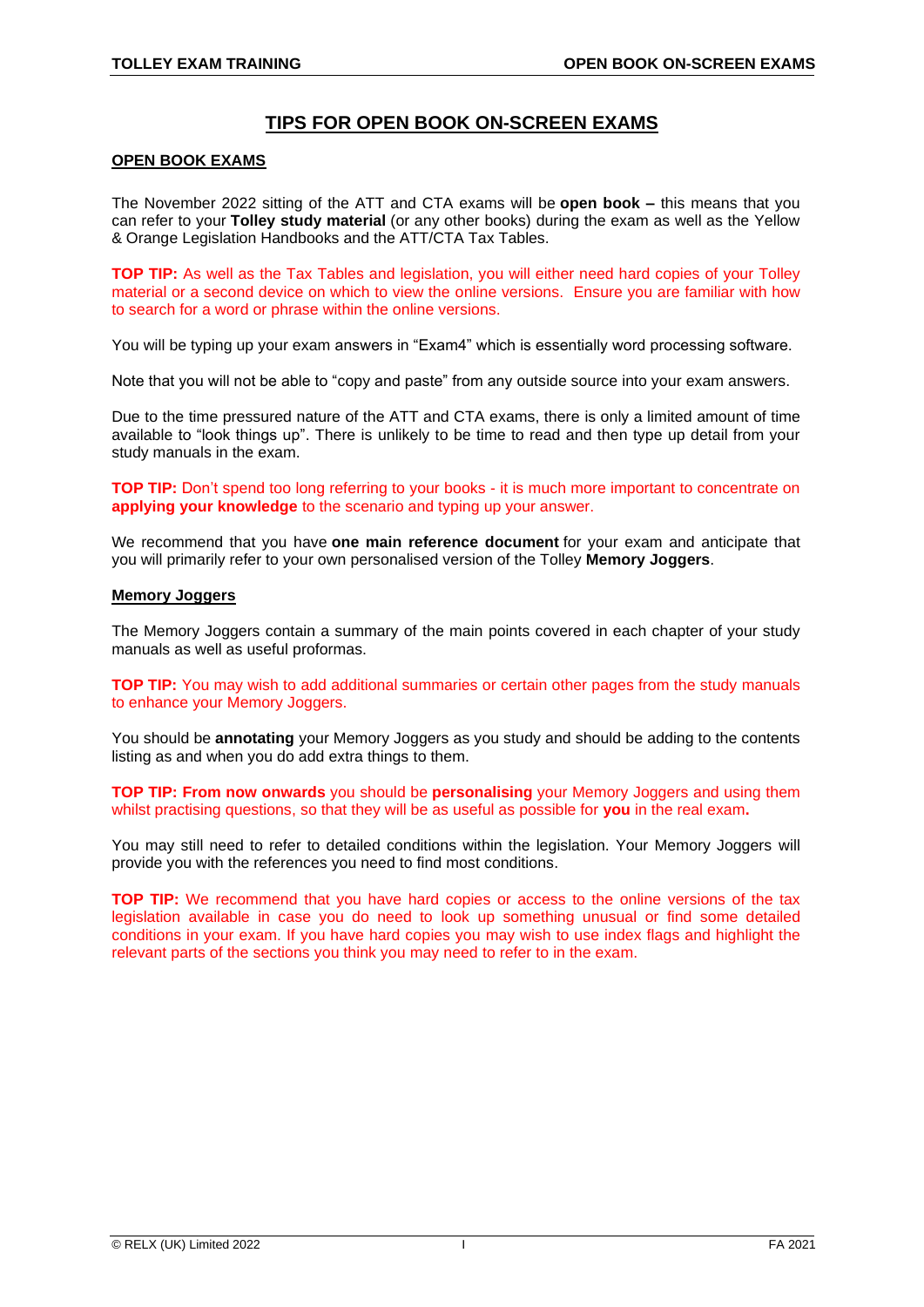# TIPS FOR OPEN BOOK ON-SCREEN EXAMS

## OPEN BOOK EXAMS

The November 2022 sitting of the ATT and CTA exams will be **open book –** this means that you can refer to your **Tolley study material** (or any other books) during the exam as well as the Yellow & Orange Legislation Handbooks and the ATT/CTA Tax Tables.

**TOP TIP:** As well as the Tax Tables and legislation, you will either need hard copies of your Tolley material or a second device on which to view the online versions. Ensure you are familiar with how to search for a word or phrase within the online versions.

You will be typing up your exam answers in "Exam4" which is essentially word processing software.

Note that you will not be able to "copy and paste" from any outside source into your exam answers.

Due to the time pressured nature of the ATT and CTA exams, there is only a limited amount of time available to "look things up". There is unlikely to be time to read and then type up detail from your study manuals in the exam.

**TOP TIP:** Don't spend too long referring to your books - it is much more important to concentrate on **applying your knowledge** to the scenario and typing up your answer.

We recommend that you have **one main reference document** for your exam and anticipate that you will primarily refer to your own personalised version of the Tolley **Memory Joggers**.

## Memory Joggers

The Memory Joggers contain a summary of the main points covered in each chapter of your study manuals as well as useful proformas.

**TOP TIP:** You may wish to add additional summaries or certain other pages from the study manuals to enhance your Memory Joggers.

You should be **annotating** your Memory Joggers as you study and should be adding to the contents listing as and when you do add extra things to them.

**TOP TIP: From now onwards** you should be **personalising** your Memory Joggers and using them whilst practising questions, so that they will be as useful as possible for **you** in the real exam**.**

You may still need to refer to detailed conditions within the legislation. Your Memory Joggers will provide you with the references you need to find most conditions.

**TOP TIP:** We recommend that you have hard copies or access to the online versions of the tax legislation available in case you do need to look up something unusual or find some detailed conditions in your exam. If you have hard copies you may wish to use index flags and highlight the relevant parts of the sections you think you may need to refer to in the exam.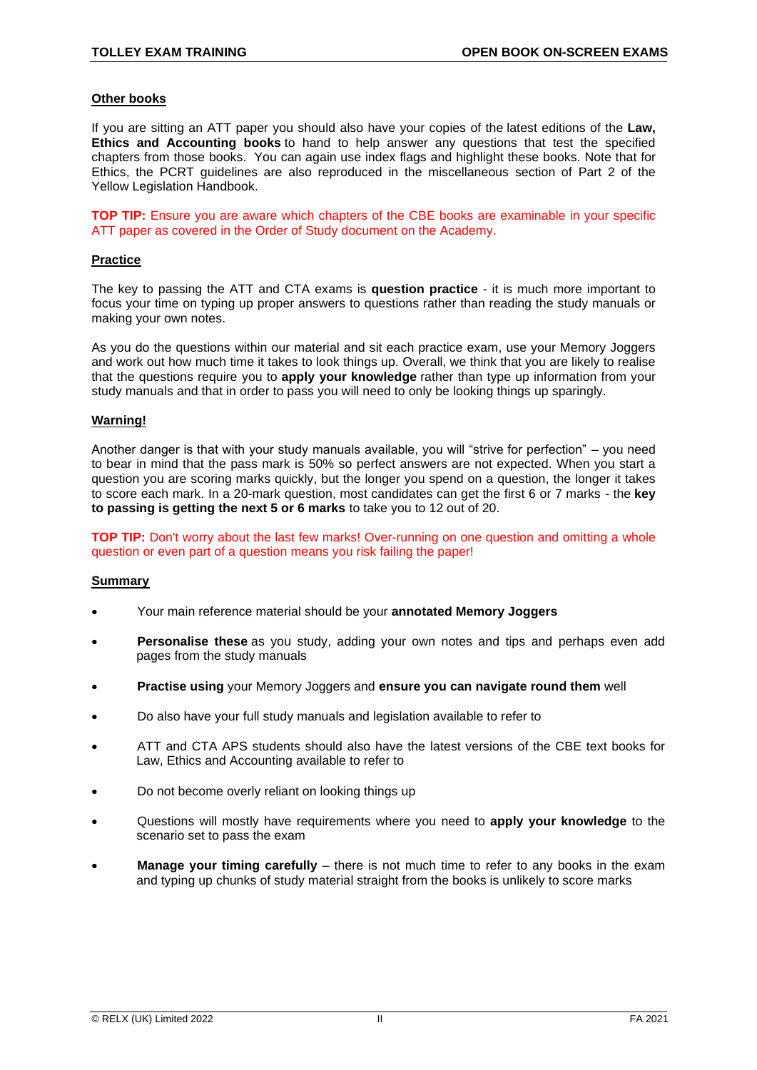## Other books

If you are sitting an ATT paper you should also have your copies of the latest editions of the **Law, Ethics and Accounting books** to hand to help answer any questions that test the specified chapters from those books. You can again use index flags and highlight these books. Note that for Ethics, the PCRT guidelines are also reproduced in the miscellaneous section of Part 2 of the Yellow Legislation Handbook.

**TOP TIP:** Ensure you are aware which chapters of the CBE books are examinable in your specific ATT paper as covered in the Order of Study document on the Academy.

## Practice

The key to passing the ATT and CTA exams is **question practice** - it is much more important to focus your time on typing up proper answers to questions rather than reading the study manuals or making your own notes.

As you do the questions within our material and sit each practice exam, use your Memory Joggers and work out how much time it takes to look things up. Overall, we think that you are likely to realise that the questions require you to **apply your knowledge** rather than type up information from your study manuals and that in order to pass you will need to only be looking things up sparingly.

## Warning!

Another danger is that with your study manuals available, you will "strive for perfection" – you need to bear in mind that the pass mark is 50% so perfect answers are not expected. When you start a question you are scoring marks quickly, but the longer you spend on a question, the longer it takes to score each mark. In a 20-mark question, most candidates can get the first 6 or 7 marks - the **key to passing is getting the next 5 or 6 marks** to take you to 12 out of 20.

**TOP TIP:** Don't worry about the last few marks! Over-running on one question and omitting a whole question or even part of a question means you risk failing the paper!

## Summary

- Your main reference material should be your **annotated Memory Joggers**
- **Personalise these** as you study, adding your own notes and tips and perhaps even add pages from the study manuals
- **Practise using** your Memory Joggers and **ensure you can navigate round them** well
- Do also have your full study manuals and legislation available to refer to
- ATT and CTA APS students should also have the latest versions of the CBE text books for Law, Ethics and Accounting available to refer to
- Do not become overly reliant on looking things up
- Questions will mostly have requirements where you need to **apply your knowledge** to the scenario set to pass the exam
- **Manage your timing carefully** – there is not much time to refer to any books in the exam and typing up chunks of study material straight from the books is unlikely to score marks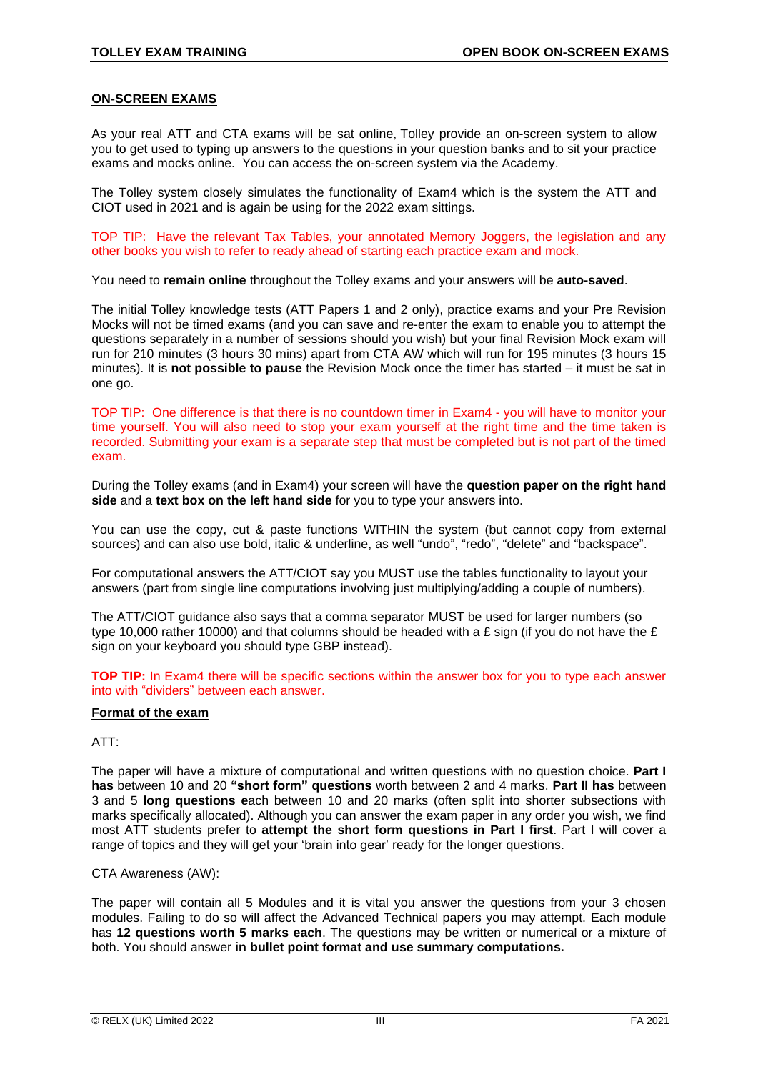## ON-SCREEN EXAMS

As your real ATT and CTA exams will be sat online, Tolley provide an on-screen system to allow you to get used to typing up answers to the questions in your question banks and to sit your practice exams and mocks online. You can access the on-screen system via the Academy.

The Tolley system closely simulates the functionality of Exam4 which is the system the ATT and CIOT used in 2021 and is again be using for the 2022 exam sittings.

TOP TIP: Have the relevant Tax Tables, your annotated Memory Joggers, the legislation and any other books you wish to refer to ready ahead of starting each practice exam and mock.

You need to **remain online** throughout the Tolley exams and your answers will be **auto-saved**.

The initial Tolley knowledge tests (ATT Papers 1 and 2 only), practice exams and your Pre Revision Mocks will not be timed exams (and you can save and re-enter the exam to enable you to attempt the questions separately in a number of sessions should you wish) but your final Revision Mock exam will run for 210 minutes (3 hours 30 mins) apart from CTA AW which will run for 195 minutes (3 hours 15 minutes). It is **not possible to pause** the Revision Mock once the timer has started – it must be sat in one go.

TOP TIP: One difference is that there is no countdown timer in Exam4 - you will have to monitor your time yourself. You will also need to stop your exam yourself at the right time and the time taken is recorded. Submitting your exam is a separate step that must be completed but is not part of the timed exam.

During the Tolley exams (and in Exam4) your screen will have the **question paper on the right hand side** and a **text box on the left hand side** for you to type your answers into.

You can use the copy, cut & paste functions WITHIN the system (but cannot copy from external sources) and can also use bold, italic & underline, as well "undo", "redo", "delete" and "backspace".

For computational answers the ATT/CIOT say you MUST use the tables functionality to layout your answers (part from single line computations involving just multiplying/adding a couple of numbers).

The ATT/CIOT guidance also says that a comma separator MUST be used for larger numbers (so type 10,000 rather 10000) and that columns should be headed with a £ sign (if you do not have the £ sign on your keyboard you should type GBP instead).

**TOP TIP:** In Exam4 there will be specific sections within the answer box for you to type each answer into with "dividers" between each answer.

### Format of the exam

ATT:

The paper will have a mixture of computational and written questions with no question choice. **Part I has** between 10 and 20 **"short form" questions** worth between 2 and 4 marks. **Part II has** between 3 and 5 **long questions e**ach between 10 and 20 marks (often split into shorter subsections with marks specifically allocated). Although you can answer the exam paper in any order you wish, we find most ATT students prefer to **attempt the short form questions in Part I first**. Part I will cover a range of topics and they will get your 'brain into gear' ready for the longer questions.

CTA Awareness (AW):

The paper will contain all 5 Modules and it is vital you answer the questions from your 3 chosen modules. Failing to do so will affect the Advanced Technical papers you may attempt. Each module has **12 questions worth 5 marks each**. The questions may be written or numerical or a mixture of both. You should answer **in bullet point format and use summary computations.**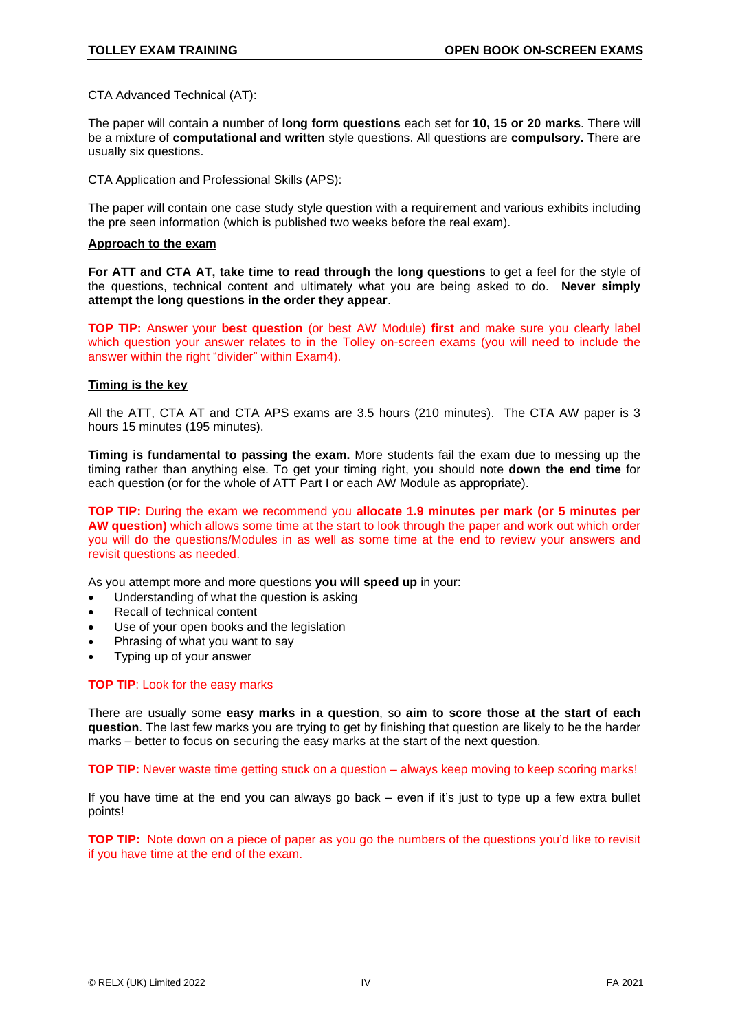CTA Advanced Technical (AT):

The paper will contain a number of **long form questions** each set for **10, 15 or 20 marks**. There will be a mixture of **computational and written** style questions. All questions are **compulsory.** There are usually six questions.

CTA Application and Professional Skills (APS):

The paper will contain one case study style question with a requirement and various exhibits including the pre seen information (which is published two weeks before the real exam).

## Approach to the exam

**For ATT and CTA AT, take time to read through the long questions** to get a feel for the style of the questions, technical content and ultimately what you are being asked to do. **Never simply attempt the long questions in the order they appear**.

**TOP TIP:** Answer your **best question** (or best AW Module) **first** and make sure you clearly label which question your answer relates to in the Tolley on-screen exams (you will need to include the answer within the right "divider" within Exam4).

## Timing is the key

All the ATT, CTA AT and CTA APS exams are 3.5 hours (210 minutes). The CTA AW paper is 3 hours 15 minutes (195 minutes).

**Timing is fundamental to passing the exam.** More students fail the exam due to messing up the timing rather than anything else. To get your timing right, you should note **down the end time** for each question (or for the whole of ATT Part I or each AW Module as appropriate).

**TOP TIP:** During the exam we recommend you **allocate 1.9 minutes per mark (or 5 minutes per AW question)** which allows some time at the start to look through the paper and work out which order you will do the questions/Modules in as well as some time at the end to review your answers and revisit questions as needed.

As you attempt more and more questions **you will speed up** in your:

- Understanding of what the question is asking
- Recall of technical content
- Use of your open books and the legislation
- Phrasing of what you want to say
- Typing up of your answer

**TOP TIP**: Look for the easy marks

There are usually some **easy marks in a question**, so **aim to score those at the start of each question**. The last few marks you are trying to get by finishing that question are likely to be the harder marks – better to focus on securing the easy marks at the start of the next question.

**TOP TIP:** Never waste time getting stuck on a question – always keep moving to keep scoring marks!

If you have time at the end you can always go back – even if it's just to type up a few extra bullet points!

**TOP TIP:** Note down on a piece of paper as you go the numbers of the questions you'd like to revisit if you have time at the end of the exam.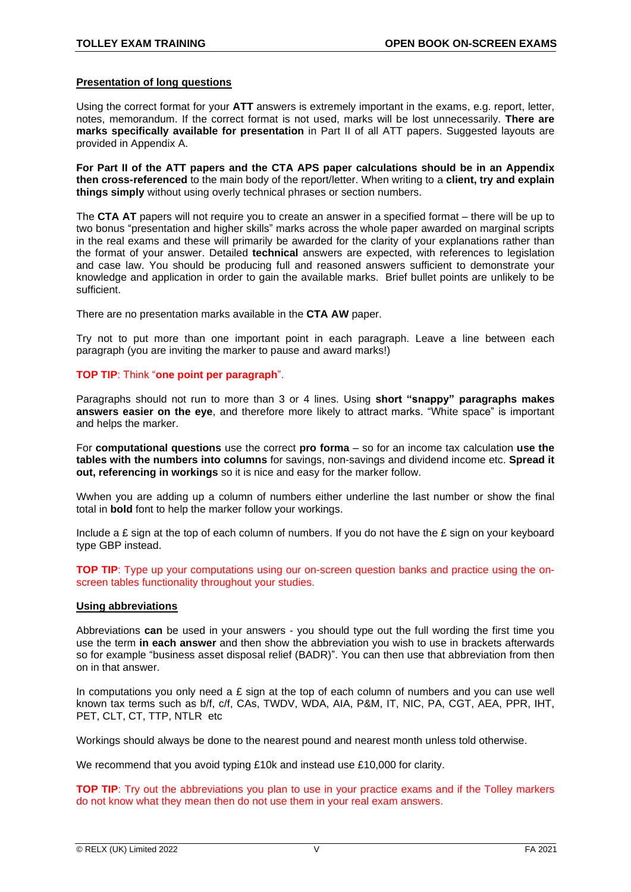**Presentation of long questions**

Using the correct format for your **ATT** answers is extremely important in the exams, e.g. report, letter, notes, memorandum. If the correct format is not used, marks will be lost unnecessarily. **There are marks specifically available for presentation** in Part II of all ATT papers. Suggested layouts are provided in Appendix A.

**For Part II of the ATT papers and the CTA APS paper calculations should be in an Appendix then cross-referenced** to the main body of the report/letter. When writing to a **client, try and explain things simply** without using overly technical phrases or section numbers.

The **CTA AT** papers will not require you to create an answer in a specified format – there will be up to two bonus "presentation and higher skills" marks across the whole paper awarded on marginal scripts in the real exams and these will primarily be awarded for the clarity of your explanations rather than the format of your answer. Detailed **technical** answers are expected, with references to legislation and case law. You should be producing full and reasoned answers sufficient to demonstrate your knowledge and application in order to gain the available marks. Brief bullet points are unlikely to be sufficient.

There are no presentation marks available in the **CTA AW** paper.

Try not to put more than one important point in each paragraph. Leave a line between each paragraph (you are inviting the marker to pause and award marks!)

**TOP TIP**: Think "**one point per paragraph**".

Paragraphs should not run to more than 3 or 4 lines. Using **short "snappy" paragraphs makes answers easier on the eye**, and therefore more likely to attract marks. "White space" is important and helps the marker.

For **computational questions** use the correct **pro forma** – so for an income tax calculation **use the tables with the numbers into columns** for savings, non-savings and dividend income etc. **Spread it out, referencing in workings** so it is nice and easy for the marker follow.

Wwhen you are adding up a column of numbers either underline the last number or show the final total in **bold** font to help the marker follow your workings.

Include a £ sign at the top of each column of numbers. If you do not have the £ sign on your keyboard type GBP instead.

**TOP TIP**: Type up your computations using our on-screen question banks and practice using the on-screen tables functionality throughout your studies.

**Using abbreviations**

Abbreviations **can** be used in your answers - you should type out the full wording the first time you use the term **in each answer** and then show the abbreviation you wish to use in brackets afterwards so for example "business asset disposal relief (BADR)". You can then use that abbreviation from then on in that answer.

In computations you only need a £ sign at the top of each column of numbers and you can use well known tax terms such as b/f, c/f, CAs, TWDV, WDA, AIA, P&M, IT, NIC, PA, CGT, AEA, PPR, IHT, PET, CLT, CT, TTP, NTLR etc

Workings should always be done to the nearest pound and nearest month unless told otherwise.

We recommend that you avoid typing £10k and instead use £10,000 for clarity.

**TOP TIP**: Try out the abbreviations you plan to use in your practice exams and if the Tolley markers do not know what they mean then do not use them in your real exam answers.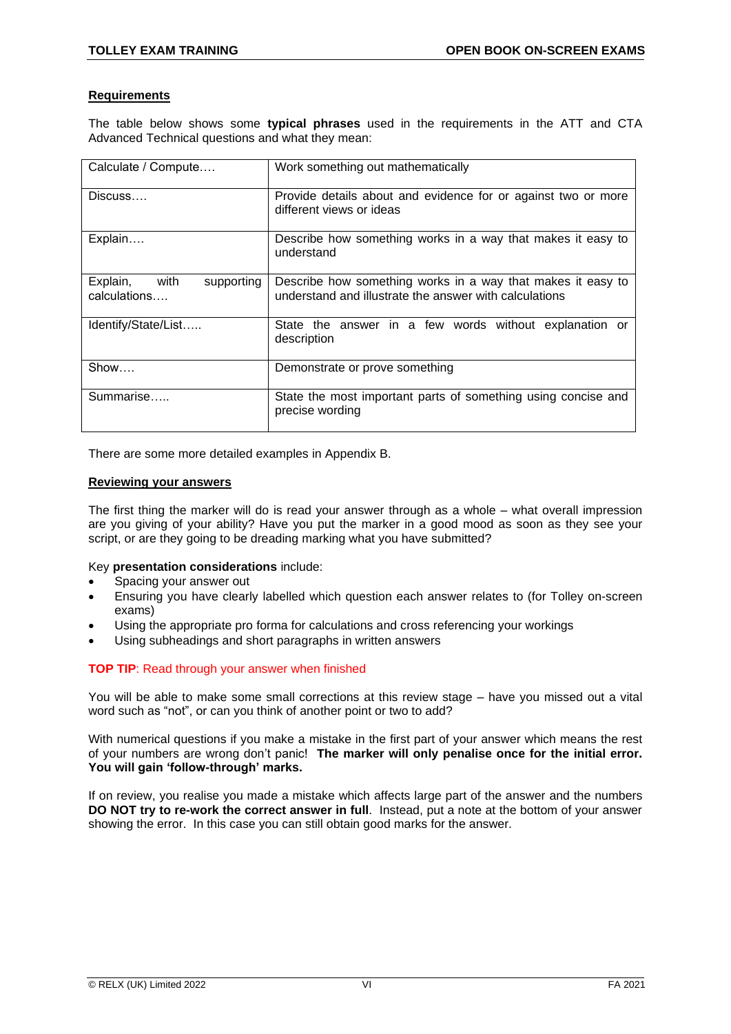## Requirements

The table below shows some **typical phrases** used in the requirements in the ATT and CTA Advanced Technical questions and what they mean:

| | |
|---|---|
| Calculate / Compute…. | Work something out mathematically |
| Discuss…. | Provide details about and evidence for or against two or more different views or ideas |
| Explain…. | Describe how something works in a way that makes it easy to understand |
| Explain, with supporting calculations…. | Describe how something works in a way that makes it easy to understand and illustrate the answer with calculations |
| Identify/State/List….. | State the answer in a few words without explanation or description |
| Show…. | Demonstrate or prove something |
| Summarise….. | State the most important parts of something using concise and precise wording |

There are some more detailed examples in Appendix B.

## Reviewing your answers

The first thing the marker will do is read your answer through as a whole – what overall impression are you giving of your ability? Have you put the marker in a good mood as soon as they see your script, or are they going to be dreading marking what you have submitted?

Key **presentation considerations** include:

- Spacing your answer out
- Ensuring you have clearly labelled which question each answer relates to (for Tolley on-screen exams)
- Using the appropriate pro forma for calculations and cross referencing your workings
- Using subheadings and short paragraphs in written answers

**TOP TIP**: Read through your answer when finished

You will be able to make some small corrections at this review stage – have you missed out a vital word such as "not", or can you think of another point or two to add?

With numerical questions if you make a mistake in the first part of your answer which means the rest of your numbers are wrong don't panic! **The marker will only penalise once for the initial error. You will gain 'follow-through' marks.**

If on review, you realise you made a mistake which affects large part of the answer and the numbers **DO NOT try to re-work the correct answer in full**. Instead, put a note at the bottom of your answer showing the error. In this case you can still obtain good marks for the answer.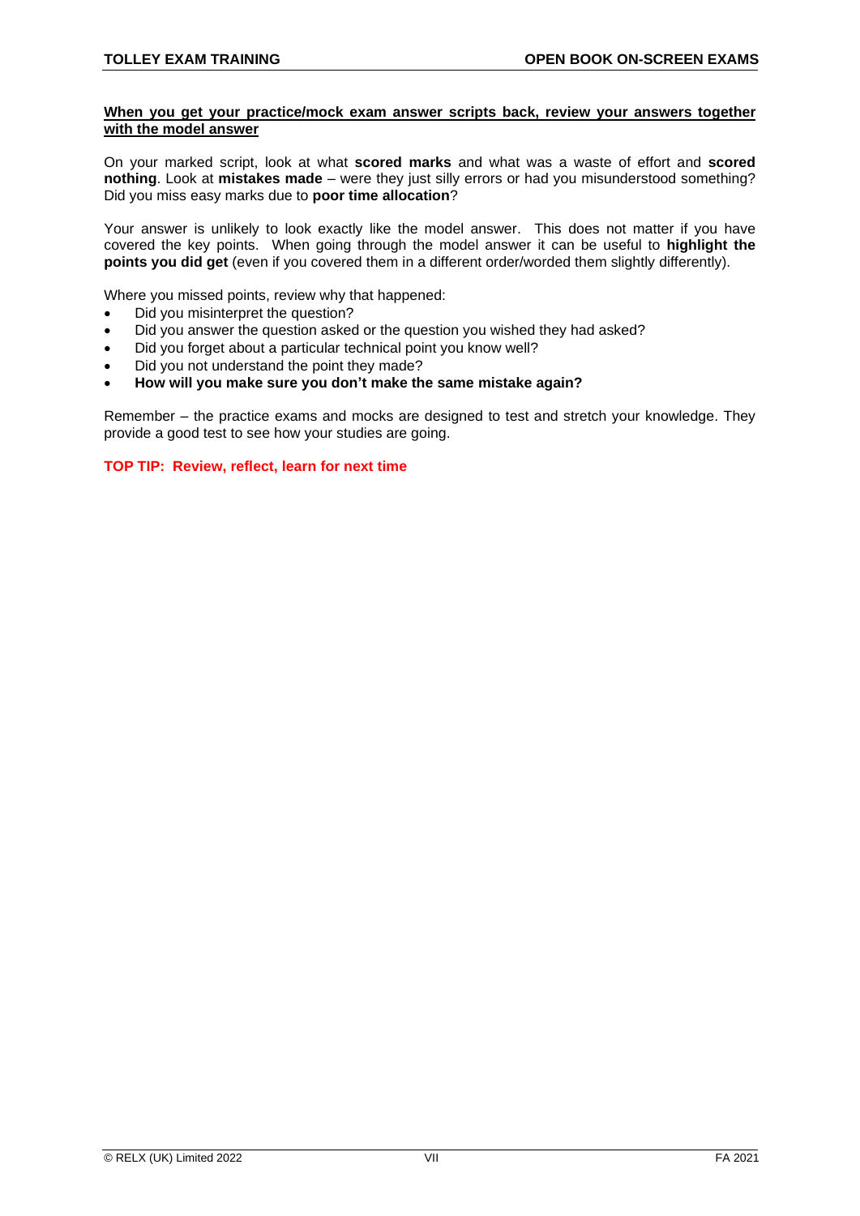**<u>When you get your practice/mock exam answer scripts back, review your answers together with the model answer</u>**

On your marked script, look at what **scored marks** and what was a waste of effort and **scored nothing**. Look at **mistakes made** – were they just silly errors or had you misunderstood something? Did you miss easy marks due to **poor time allocation**?

Your answer is unlikely to look exactly like the model answer. This does not matter if you have covered the key points. When going through the model answer it can be useful to **highlight the points you did get** (even if you covered them in a different order/worded them slightly differently).

Where you missed points, review why that happened:

- Did you misinterpret the question?
- Did you answer the question asked or the question you wished they had asked?
- Did you forget about a particular technical point you know well?
- Did you not understand the point they made?
- **How will you make sure you don't make the same mistake again?**

Remember – the practice exams and mocks are designed to test and stretch your knowledge. They provide a good test to see how your studies are going.

**TOP TIP: Review, reflect, learn for next time**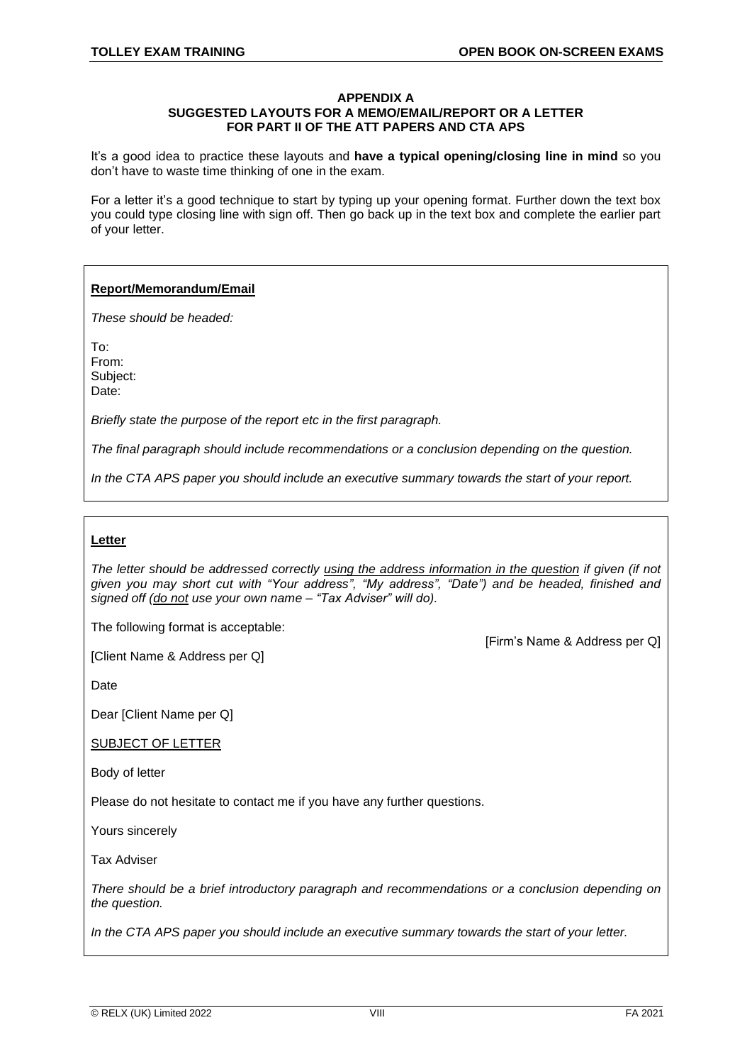## APPENDIX A
## SUGGESTED LAYOUTS FOR A MEMO/EMAIL/REPORT OR A LETTER FOR PART II OF THE ATT PAPERS AND CTA APS

It's a good idea to practice these layouts and **have a typical opening/closing line in mind** so you don't have to waste time thinking of one in the exam.

For a letter it's a good technique to start by typing up your opening format. Further down the text box you could type closing line with sign off. Then go back up in the text box and complete the earlier part of your letter.

---

**Report/Memorandum/Email**

*These should be headed:*

To:
From:
Subject:
Date:

*Briefly state the purpose of the report etc in the first paragraph.*

*The final paragraph should include recommendations or a conclusion depending on the question.*

*In the CTA APS paper you should include an executive summary towards the start of your report.*

---

**Letter**

*The letter should be addressed correctly using the address information in the question if given (if not given you may short cut with "Your address", "My address", "Date") and be headed, finished and signed off (do not use your own name – "Tax Adviser" will do).*

The following format is acceptable:

[Firm's Name & Address per Q]

[Client Name & Address per Q]

Date

Dear [Client Name per Q]

SUBJECT OF LETTER

Body of letter

Please do not hesitate to contact me if you have any further questions.

Yours sincerely

Tax Adviser

*There should be a brief introductory paragraph and recommendations or a conclusion depending on the question.*

*In the CTA APS paper you should include an executive summary towards the start of your letter.*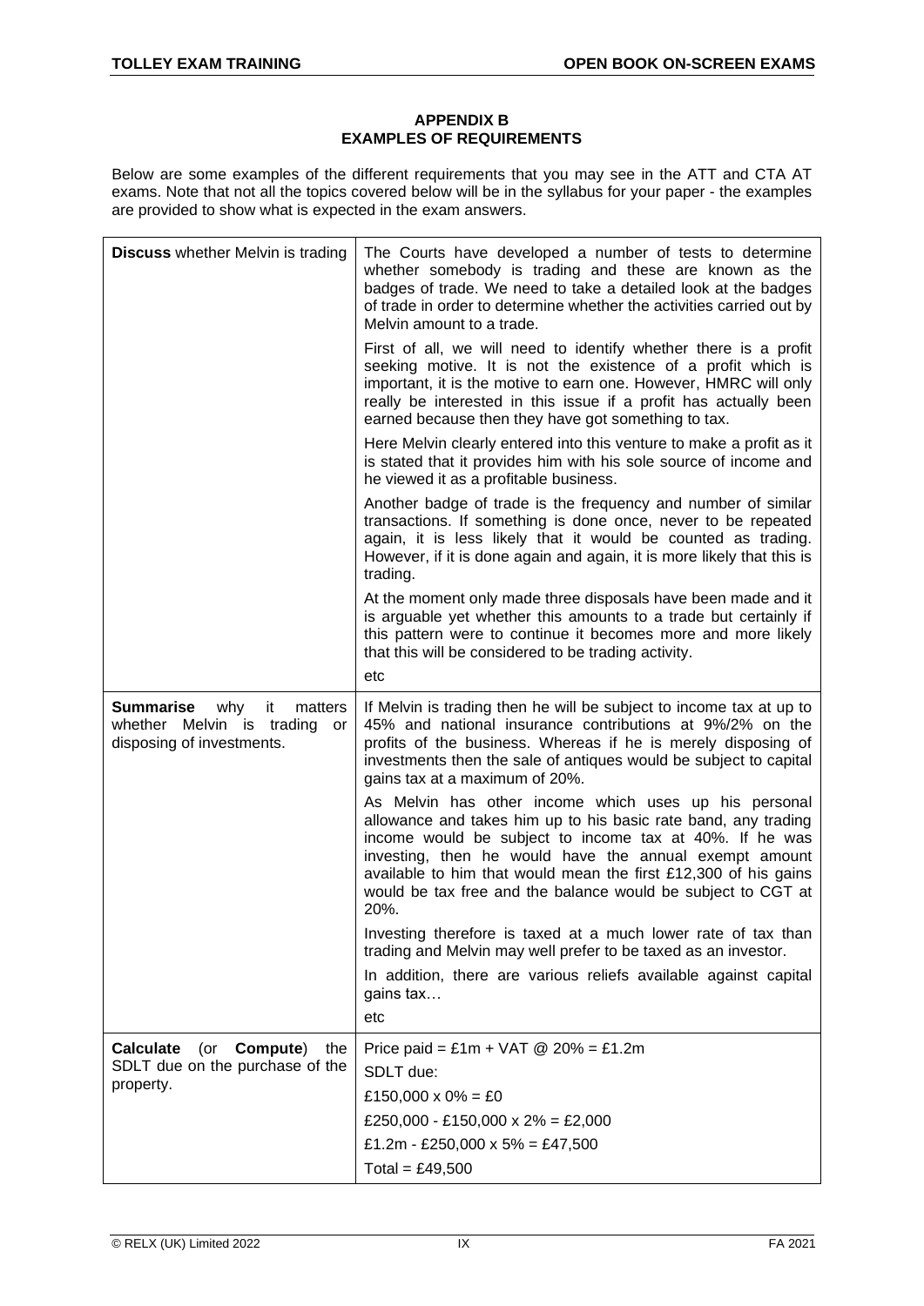## APPENDIX B
## EXAMPLES OF REQUIREMENTS

Below are some examples of the different requirements that you may see in the ATT and CTA AT exams. Note that not all the topics covered below will be in the syllabus for your paper - the examples are provided to show what is expected in the exam answers.

| | |
|---|---|
| **Discuss** whether Melvin is trading | The Courts have developed a number of tests to determine whether somebody is trading and these are known as the badges of trade. We need to take a detailed look at the badges of trade in order to determine whether the activities carried out by Melvin amount to a trade.<br><br>First of all, we will need to identify whether there is a profit seeking motive. It is not the existence of a profit which is important, it is the motive to earn one. However, HMRC will only really be interested in this issue if a profit has actually been earned because then they have got something to tax.<br><br>Here Melvin clearly entered into this venture to make a profit as it is stated that it provides him with his sole source of income and he viewed it as a profitable business.<br><br>Another badge of trade is the frequency and number of similar transactions. If something is done once, never to be repeated again, it is less likely that it would be counted as trading. However, if it is done again and again, it is more likely that this is trading.<br><br>At the moment only made three disposals have been made and it is arguable yet whether this amounts to a trade but certainly if this pattern were to continue it becomes more and more likely that this will be considered to be trading activity.<br><br>etc |
| **Summarise** why it matters whether Melvin is trading or disposing of investments. | If Melvin is trading then he will be subject to income tax at up to 45% and national insurance contributions at 9%/2% on the profits of the business. Whereas if he is merely disposing of investments then the sale of antiques would be subject to capital gains tax at a maximum of 20%.<br><br>As Melvin has other income which uses up his personal allowance and takes him up to his basic rate band, any trading income would be subject to income tax at 40%. If he was investing, then he would have the annual exempt amount available to him that would mean the first £12,300 of his gains would be tax free and the balance would be subject to CGT at 20%.<br><br>Investing therefore is taxed at a much lower rate of tax than trading and Melvin may well prefer to be taxed as an investor.<br><br>In addition, there are various reliefs available against capital gains tax…<br><br>etc |
| **Calculate** (or **Compute**) the SDLT due on the purchase of the property. | Price paid = £1m + VAT @ 20% = £1.2m<br><br>SDLT due:<br><br>£150,000 x 0% = £0<br><br>£250,000 - £150,000 x 2% = £2,000<br><br>£1.2m - £250,000 x 5% = £47,500<br><br>Total = £49,500 |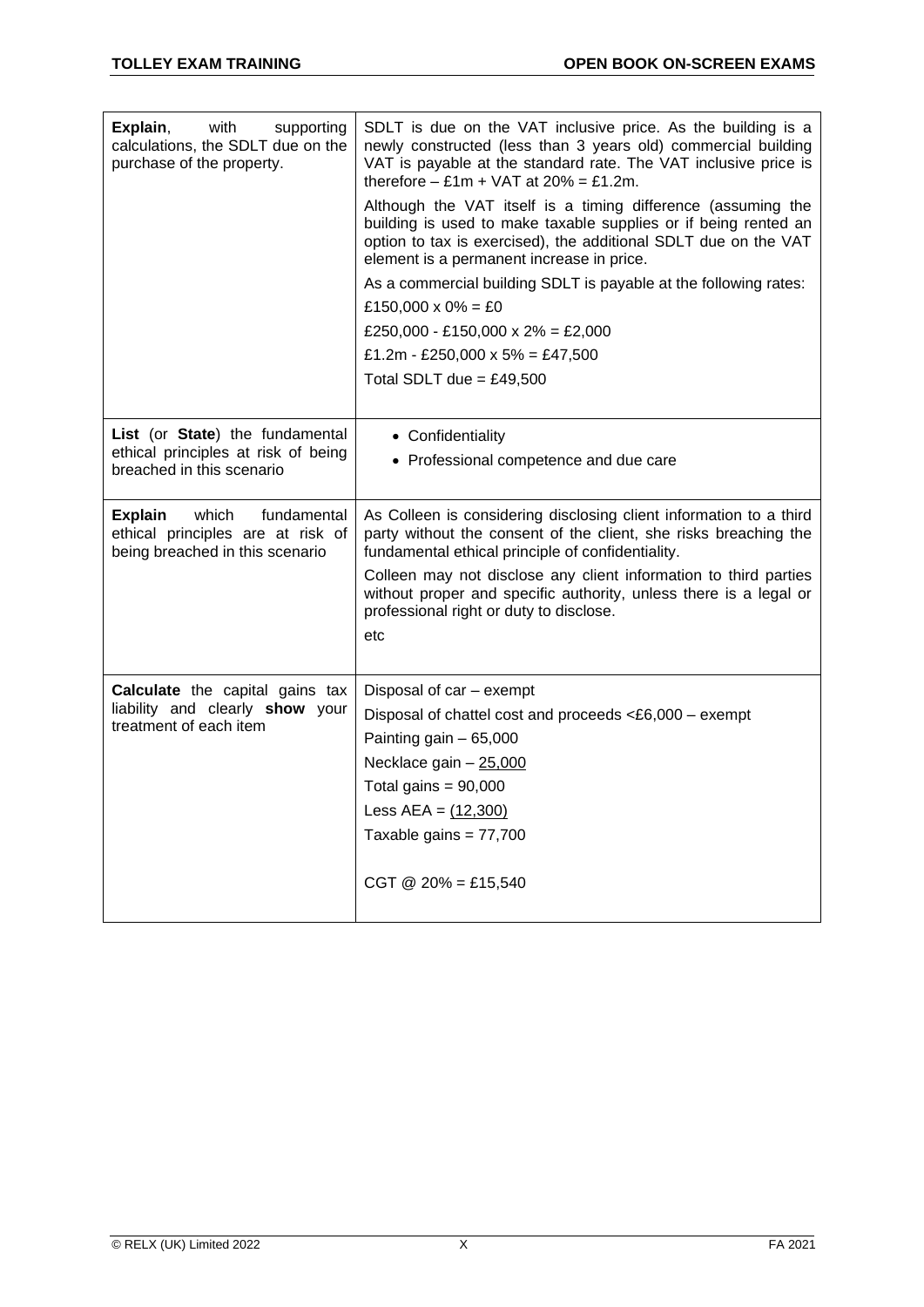| | |
|---|---|
| **Explain**, with supporting calculations, the SDLT due on the purchase of the property. | SDLT is due on the VAT inclusive price. As the building is a newly constructed (less than 3 years old) commercial building VAT is payable at the standard rate. The VAT inclusive price is therefore – £1m + VAT at 20% = £1.2m.<br><br>Although the VAT itself is a timing difference (assuming the building is used to make taxable supplies or if being rented an option to tax is exercised), the additional SDLT due on the VAT element is a permanent increase in price.<br><br>As a commercial building SDLT is payable at the following rates:<br><br>£150,000 x 0% = £0<br><br>£250,000 - £150,000 x 2% = £2,000<br><br>£1.2m - £250,000 x 5% = £47,500<br><br>Total SDLT due = £49,500 |
| **List** (or **State**) the fundamental ethical principles at risk of being breached in this scenario | • Confidentiality<br>• Professional competence and due care |
| **Explain** which fundamental ethical principles are at risk of being breached in this scenario | As Colleen is considering disclosing client information to a third party without the consent of the client, she risks breaching the fundamental ethical principle of confidentiality.<br><br>Colleen may not disclose any client information to third parties without proper and specific authority, unless there is a legal or professional right or duty to disclose.<br><br>etc |
| **Calculate** the capital gains tax liability and clearly **show** your treatment of each item | Disposal of car – exempt<br><br>Disposal of chattel cost and proceeds <£6,000 – exempt<br><br>Painting gain – 65,000<br><br>Necklace gain – <u>25,000</u><br><br>Total gains = 90,000<br><br>Less AEA = <u>(12,300)</u><br><br>Taxable gains = 77,700<br><br>CGT @ 20% = £15,540 |